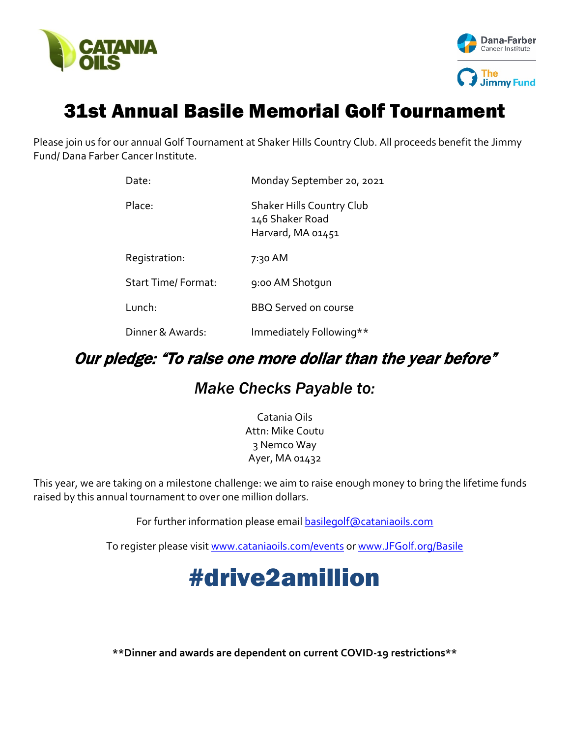CATANIA OILS

Dana-Farber Cancer Institute

The Jimmy Fund

# 31st Annual Basile Memorial Golf Tournament

Please join us for our annual Golf Tournament at Shaker Hills Country Club. All proceeds benefit the Jimmy Fund/ Dana Farber Cancer Institute.

| | |
|---|---|
| Date: | Monday September 20, 2021 |
| Place: | Shaker Hills Country Club<br>146 Shaker Road<br>Harvard, MA 01451 |
| Registration: | 7:30 AM |
| Start Time/ Format: | 9:00 AM Shotgun |
| Lunch: | BBQ Served on course |
| Dinner & Awards: | Immediately Following** |

## *Our pledge: "To raise one more dollar than the year before"*

## *Make Checks Payable to:*

Catania Oils
Attn: Mike Coutu
3 Nemco Way
Ayer, MA 01432

This year, we are taking on a milestone challenge: we aim to raise enough money to bring the lifetime funds raised by this annual tournament to over one million dollars.

For further information please email basilegolf@cataniaoils.com

To register please visit www.cataniaoils.com/events or www.JFGolf.org/Basile

# #drive2amillion

**\*\*Dinner and awards are dependent on current COVID-19 restrictions\*\***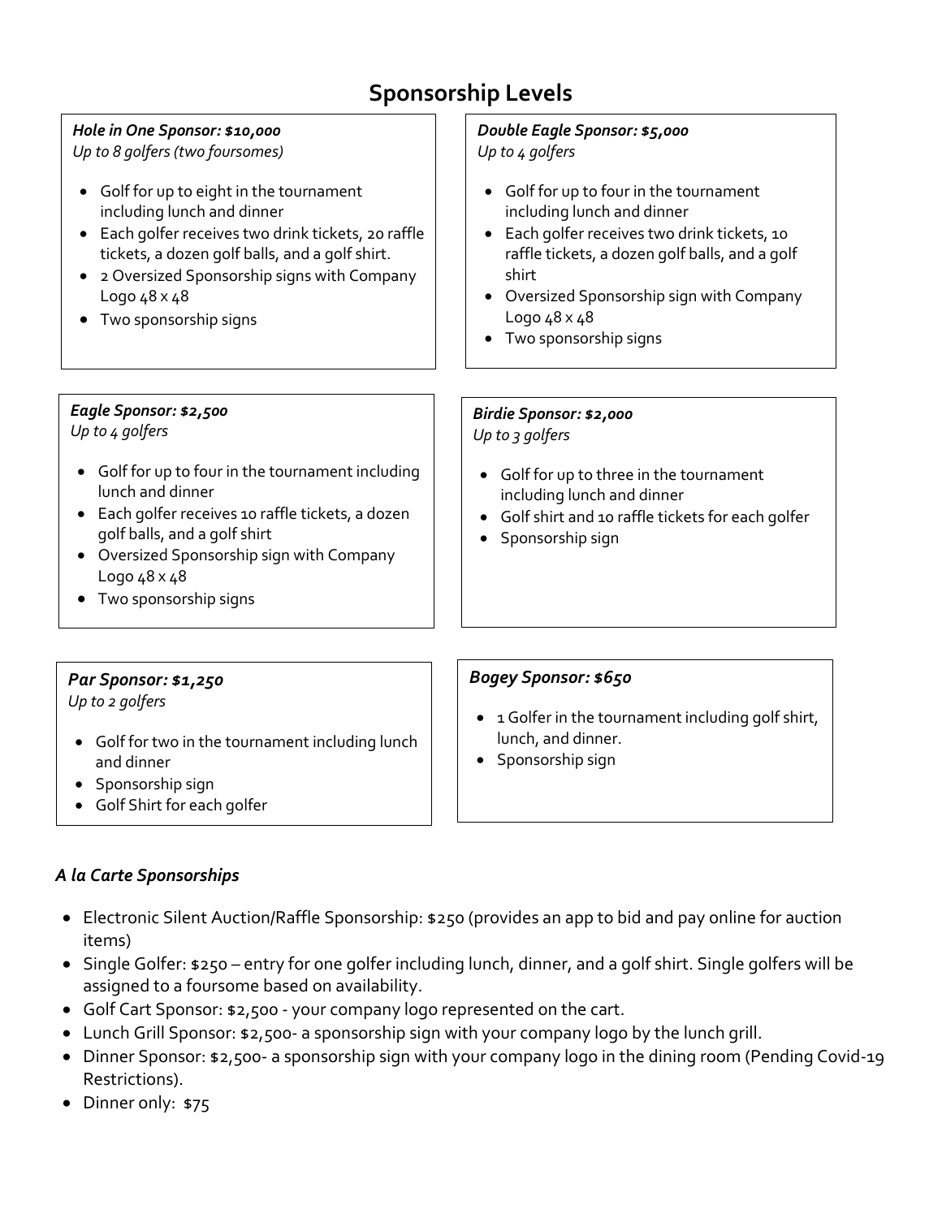# Sponsorship Levels

***Hole in One Sponsor: $10,000***
*Up to 8 golfers (two foursomes)*

- Golf for up to eight in the tournament including lunch and dinner
- Each golfer receives two drink tickets, 20 raffle tickets, a dozen golf balls, and a golf shirt.
- 2 Oversized Sponsorship signs with Company Logo 48 x 48
- Two sponsorship signs

***Double Eagle Sponsor: $5,000***
*Up to 4 golfers*

- Golf for up to four in the tournament including lunch and dinner
- Each golfer receives two drink tickets, 10 raffle tickets, a dozen golf balls, and a golf shirt
- Oversized Sponsorship sign with Company Logo 48 x 48
- Two sponsorship signs

***Eagle Sponsor: $2,500***
*Up to 4 golfers*

- Golf for up to four in the tournament including lunch and dinner
- Each golfer receives 10 raffle tickets, a dozen golf balls, and a golf shirt
- Oversized Sponsorship sign with Company Logo 48 x 48
- Two sponsorship signs

***Birdie Sponsor: $2,000***
*Up to 3 golfers*

- Golf for up to three in the tournament including lunch and dinner
- Golf shirt and 10 raffle tickets for each golfer
- Sponsorship sign

***Par Sponsor: $1,250***
*Up to 2 golfers*

- Golf for two in the tournament including lunch and dinner
- Sponsorship sign
- Golf Shirt for each golfer

***Bogey Sponsor: $650***

- 1 Golfer in the tournament including golf shirt, lunch, and dinner.
- Sponsorship sign

### *A la Carte Sponsorships*

- Electronic Silent Auction/Raffle Sponsorship: $250 (provides an app to bid and pay online for auction items)
- Single Golfer: $250 – entry for one golfer including lunch, dinner, and a golf shirt. Single golfers will be assigned to a foursome based on availability.
- Golf Cart Sponsor: $2,500 - your company logo represented on the cart.
- Lunch Grill Sponsor: $2,500- a sponsorship sign with your company logo by the lunch grill.
- Dinner Sponsor: $2,500- a sponsorship sign with your company logo in the dining room (Pending Covid-19 Restrictions).
- Dinner only: $75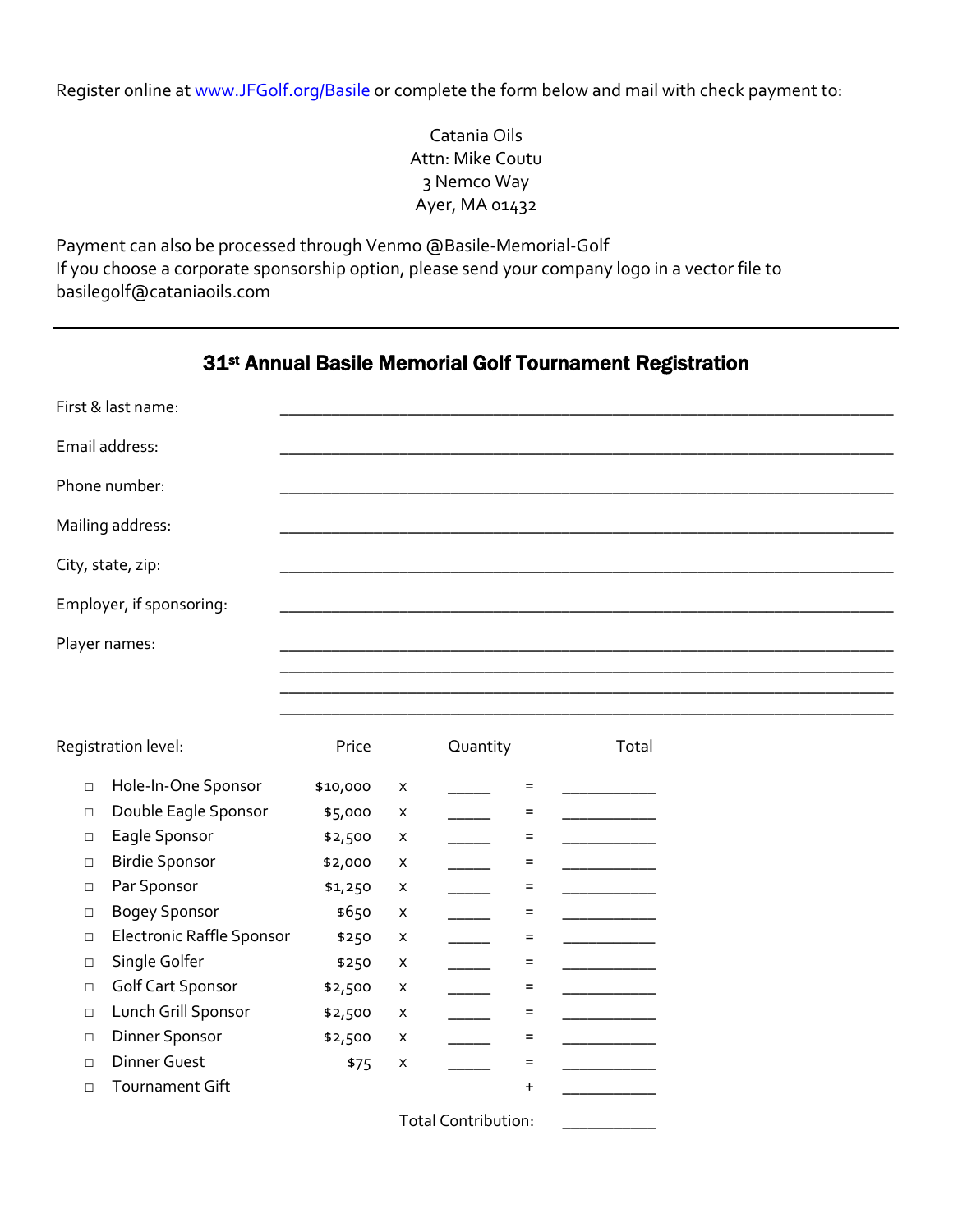Register online at [www.JFGolf.org/Basile](http://www.JFGolf.org/Basile) or complete the form below and mail with check payment to:

Catania Oils
Attn: Mike Coutu
3 Nemco Way
Ayer, MA 01432

Payment can also be processed through Venmo @Basile-Memorial-Golf
If you choose a corporate sponsorship option, please send your company logo in a vector file to basilegolf@cataniaoils.com

---

## 31st Annual Basile Memorial Golf Tournament Registration

First & last name: ____________________________________________

Email address: ____________________________________________

Phone number: ____________________________________________

Mailing address: ____________________________________________

City, state, zip: ____________________________________________

Employer, if sponsoring: ____________________________________________

Player names: ____________________________________________
____________________________________________
____________________________________________
____________________________________________

| Registration level: | Price | | Quantity | | Total |
|---|---|---|---|---|---|
| ☐ Hole-In-One Sponsor | $10,000 | x | _____ | = | __________ |
| ☐ Double Eagle Sponsor | $5,000 | x | _____ | = | __________ |
| ☐ Eagle Sponsor | $2,500 | x | _____ | = | __________ |
| ☐ Birdie Sponsor | $2,000 | x | _____ | = | __________ |
| ☐ Par Sponsor | $1,250 | x | _____ | = | __________ |
| ☐ Bogey Sponsor | $650 | x | _____ | = | __________ |
| ☐ Electronic Raffle Sponsor | $250 | x | _____ | = | __________ |
| ☐ Single Golfer | $250 | x | _____ | = | __________ |
| ☐ Golf Cart Sponsor | $2,500 | x | _____ | = | __________ |
| ☐ Lunch Grill Sponsor | $2,500 | x | _____ | = | __________ |
| ☐ Dinner Sponsor | $2,500 | x | _____ | = | __________ |
| ☐ Dinner Guest | $75 | x | _____ | = | __________ |
| ☐ Tournament Gift | | | | + | __________ |
| | | | Total Contribution: | | __________ |